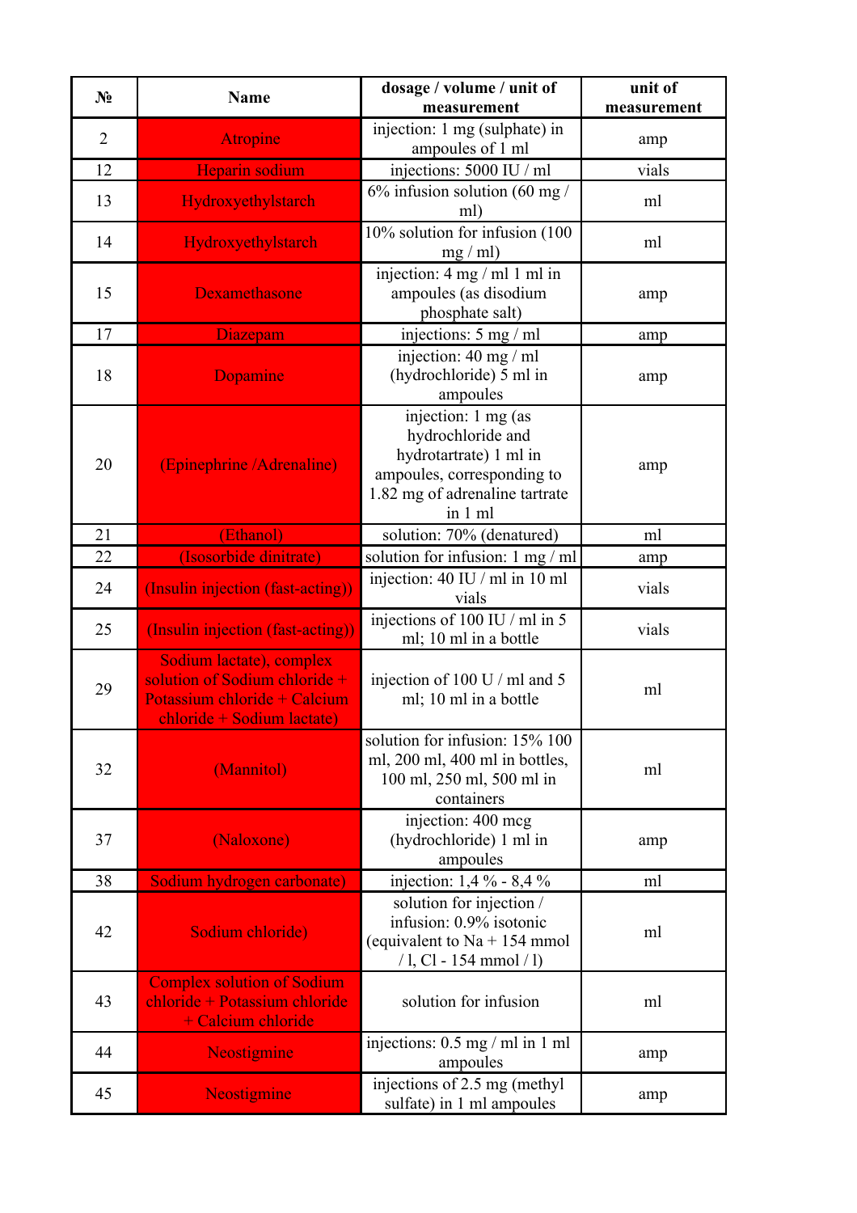| № | Name | dosage / volume / unit of measurement | unit of measurement |
|---|---|---|---|
| 2 | Atropine | injection: 1 mg (sulphate) in ampoules of 1 ml | amp |
| 12 | Heparin sodium | injections: 5000 IU / ml | vials |
| 13 | Hydroxyethylstarch | 6% infusion solution (60 mg / ml) | ml |
| 14 | Hydroxyethylstarch | 10% solution for infusion (100 mg / ml) | ml |
| 15 | Dexamethasone | injection: 4 mg / ml 1 ml in ampoules (as disodium phosphate salt) | amp |
| 17 | Diazepam | injections: 5 mg / ml | amp |
| 18 | Dopamine | injection: 40 mg / ml (hydrochloride) 5 ml in ampoules | amp |
| 20 | (Epinephrine /Adrenaline) | injection: 1 mg (as hydrochloride and hydrotartrate) 1 ml in ampoules, corresponding to 1.82 mg of adrenaline tartrate in 1 ml | amp |
| 21 | (Ethanol) | solution: 70% (denatured) | ml |
| 22 | (Isosorbide dinitrate) | solution for infusion: 1 mg / ml | amp |
| 24 | (Insulin injection (fast-acting)) | injection: 40 IU / ml in 10 ml vials | vials |
| 25 | (Insulin injection (fast-acting)) | injections of 100 IU / ml in 5 ml; 10 ml in a bottle | vials |
| 29 | Sodium lactate), complex solution of Sodium chloride + Potassium chloride + Calcium chloride + Sodium lactate) | injection of 100 U / ml and 5 ml; 10 ml in a bottle | ml |
| 32 | (Mannitol) | solution for infusion: 15% 100 ml, 200 ml, 400 ml in bottles, 100 ml, 250 ml, 500 ml in containers | ml |
| 37 | (Naloxone) | injection: 400 mcg (hydrochloride) 1 ml in ampoules | amp |
| 38 | Sodium hydrogen carbonate) | injection: 1,4 % - 8,4 % | ml |
| 42 | Sodium chloride) | solution for injection / infusion: 0.9% isotonic (equivalent to Na + 154 mmol / l, Cl - 154 mmol / l) | ml |
| 43 | Complex solution of Sodium chloride + Potassium chloride + Calcium chloride | solution for infusion | ml |
| 44 | Neostigmine | injections: 0.5 mg / ml in 1 ml ampoules | amp |
| 45 | Neostigmine | injections of 2.5 mg (methyl sulfate) in 1 ml ampoules | amp |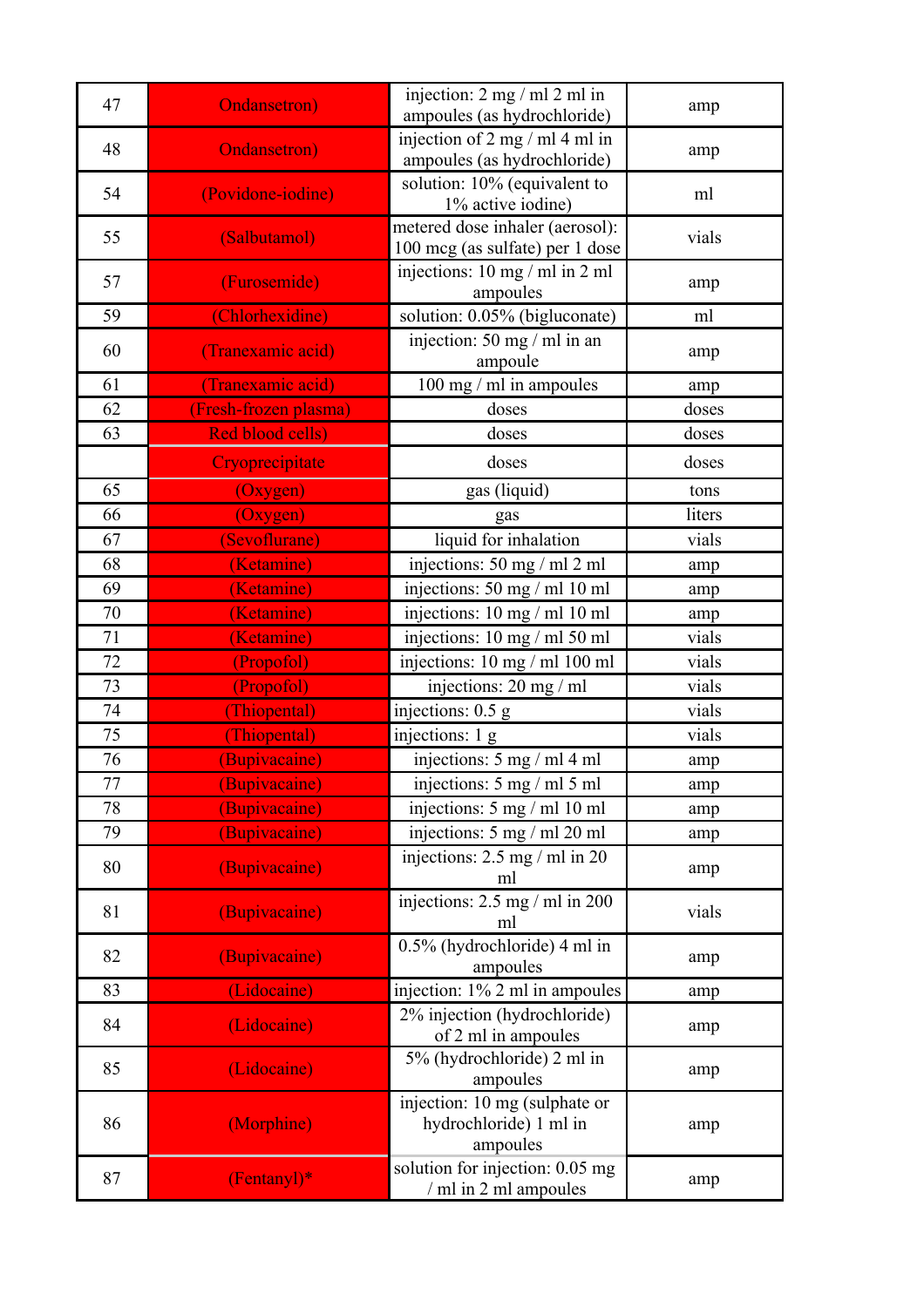| 47 | Ondansetron) | injection: 2 mg / ml 2 ml in ampoules (as hydrochloride) | amp |
|---|---|---|---|
| 48 | Ondansetron) | injection of 2 mg / ml 4 ml in ampoules (as hydrochloride) | amp |
| 54 | (Povidone-iodine) | solution: 10% (equivalent to 1% active iodine) | ml |
| 55 | (Salbutamol) | metered dose inhaler (aerosol): 100 mcg (as sulfate) per 1 dose | vials |
| 57 | (Furosemide) | injections: 10 mg / ml in 2 ml ampoules | amp |
| 59 | (Chlorhexidine) | solution: 0.05% (bigluconate) | ml |
| 60 | (Tranexamic acid) | injection: 50 mg / ml in an ampoule | amp |
| 61 | (Tranexamic acid) | 100 mg / ml in ampoules | amp |
| 62 | (Fresh-frozen plasma) | doses | doses |
| 63 | Red blood cells) | doses | doses |
| | Cryoprecipitate | doses | doses |
| 65 | (Oxygen) | gas (liquid) | tons |
| 66 | (Oxygen) | gas | liters |
| 67 | (Sevoflurane) | liquid for inhalation | vials |
| 68 | (Ketamine) | injections: 50 mg / ml 2 ml | amp |
| 69 | (Ketamine) | injections: 50 mg / ml 10 ml | amp |
| 70 | (Ketamine) | injections: 10 mg / ml 10 ml | amp |
| 71 | (Ketamine) | injections: 10 mg / ml 50 ml | vials |
| 72 | (Propofol) | injections: 10 mg / ml 100 ml | vials |
| 73 | (Propofol) | injections: 20 mg / ml | vials |
| 74 | (Thiopental) | injections: 0.5 g | vials |
| 75 | (Thiopental) | injections: 1 g | vials |
| 76 | (Bupivacaine) | injections: 5 mg / ml 4 ml | amp |
| 77 | (Bupivacaine) | injections: 5 mg / ml 5 ml | amp |
| 78 | (Bupivacaine) | injections: 5 mg / ml 10 ml | amp |
| 79 | (Bupivacaine) | injections: 5 mg / ml 20 ml | amp |
| 80 | (Bupivacaine) | injections: 2.5 mg / ml in 20 ml | amp |
| 81 | (Bupivacaine) | injections: 2.5 mg / ml in 200 ml | vials |
| 82 | (Bupivacaine) | 0.5% (hydrochloride) 4 ml in ampoules | amp |
| 83 | (Lidocaine) | injection: 1% 2 ml in ampoules | amp |
| 84 | (Lidocaine) | 2% injection (hydrochloride) of 2 ml in ampoules | amp |
| 85 | (Lidocaine) | 5% (hydrochloride) 2 ml in ampoules | amp |
| 86 | (Morphine) | injection: 10 mg (sulphate or hydrochloride) 1 ml in ampoules | amp |
| 87 | (Fentanyl)* | solution for injection: 0.05 mg / ml in 2 ml ampoules | amp |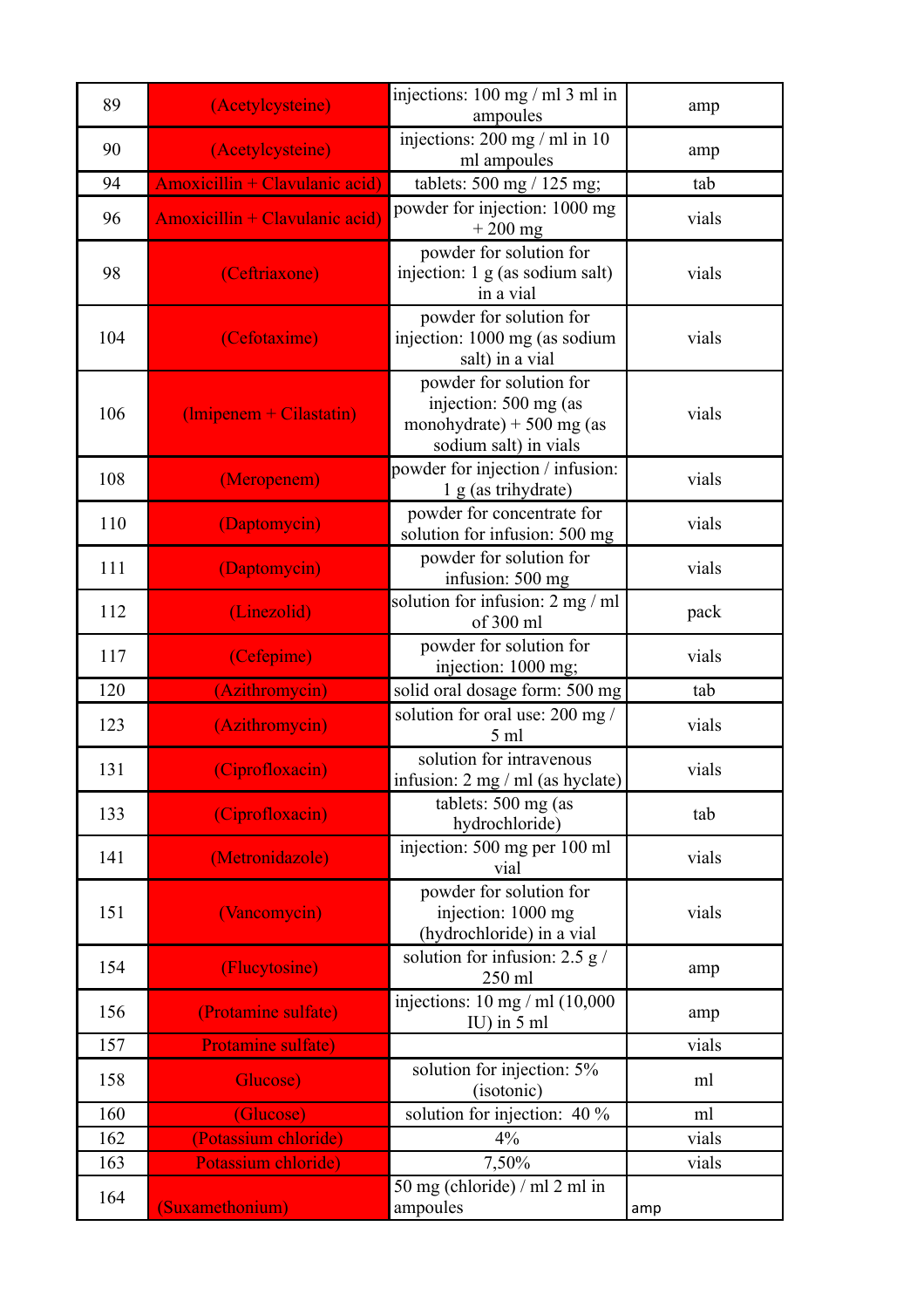| 89 | (Acetylcysteine) | injections: 100 mg / ml 3 ml in ampoules | amp |
|---|---|---|---|
| 90 | (Acetylcysteine) | injections: 200 mg / ml in 10 ml ampoules | amp |
| 94 | Amoxicillin + Clavulanic acid) | tablets: 500 mg / 125 mg; | tab |
| 96 | Amoxicillin + Clavulanic acid) | powder for injection: 1000 mg + 200 mg | vials |
| 98 | (Ceftriaxone) | powder for solution for injection: 1 g (as sodium salt) in a vial | vials |
| 104 | (Cefotaxime) | powder for solution for injection: 1000 mg (as sodium salt) in a vial | vials |
| 106 | (Imipenem + Cilastatin) | powder for solution for injection: 500 mg (as monohydrate) + 500 mg (as sodium salt) in vials | vials |
| 108 | (Meropenem) | powder for injection / infusion: 1 g (as trihydrate) | vials |
| 110 | (Daptomycin) | powder for concentrate for solution for infusion: 500 mg | vials |
| 111 | (Daptomycin) | powder for solution for infusion: 500 mg | vials |
| 112 | (Linezolid) | solution for infusion: 2 mg / ml of 300 ml | pack |
| 117 | (Cefepime) | powder for solution for injection: 1000 mg; | vials |
| 120 | (Azithromycin) | solid oral dosage form: 500 mg | tab |
| 123 | (Azithromycin) | solution for oral use: 200 mg / 5 ml | vials |
| 131 | (Ciprofloxacin) | solution for intravenous infusion: 2 mg / ml (as hyclate) | vials |
| 133 | (Ciprofloxacin) | tablets: 500 mg (as hydrochloride) | tab |
| 141 | (Metronidazole) | injection: 500 mg per 100 ml vial | vials |
| 151 | (Vancomycin) | powder for solution for injection: 1000 mg (hydrochloride) in a vial | vials |
| 154 | (Flucytosine) | solution for infusion: 2.5 g / 250 ml | amp |
| 156 | (Protamine sulfate) | injections: 10 mg / ml (10,000 IU) in 5 ml | amp |
| 157 | Protamine sulfate) | | vials |
| 158 | Glucose) | solution for injection: 5% (isotonic) | ml |
| 160 | (Glucose) | solution for injection: 40 % | ml |
| 162 | (Potassium chloride) | 4% | vials |
| 163 | Potassium chloride) | 7,50% | vials |
| 164 | (Suxamethonium) | 50 mg (chloride) / ml 2 ml in ampoules | amp |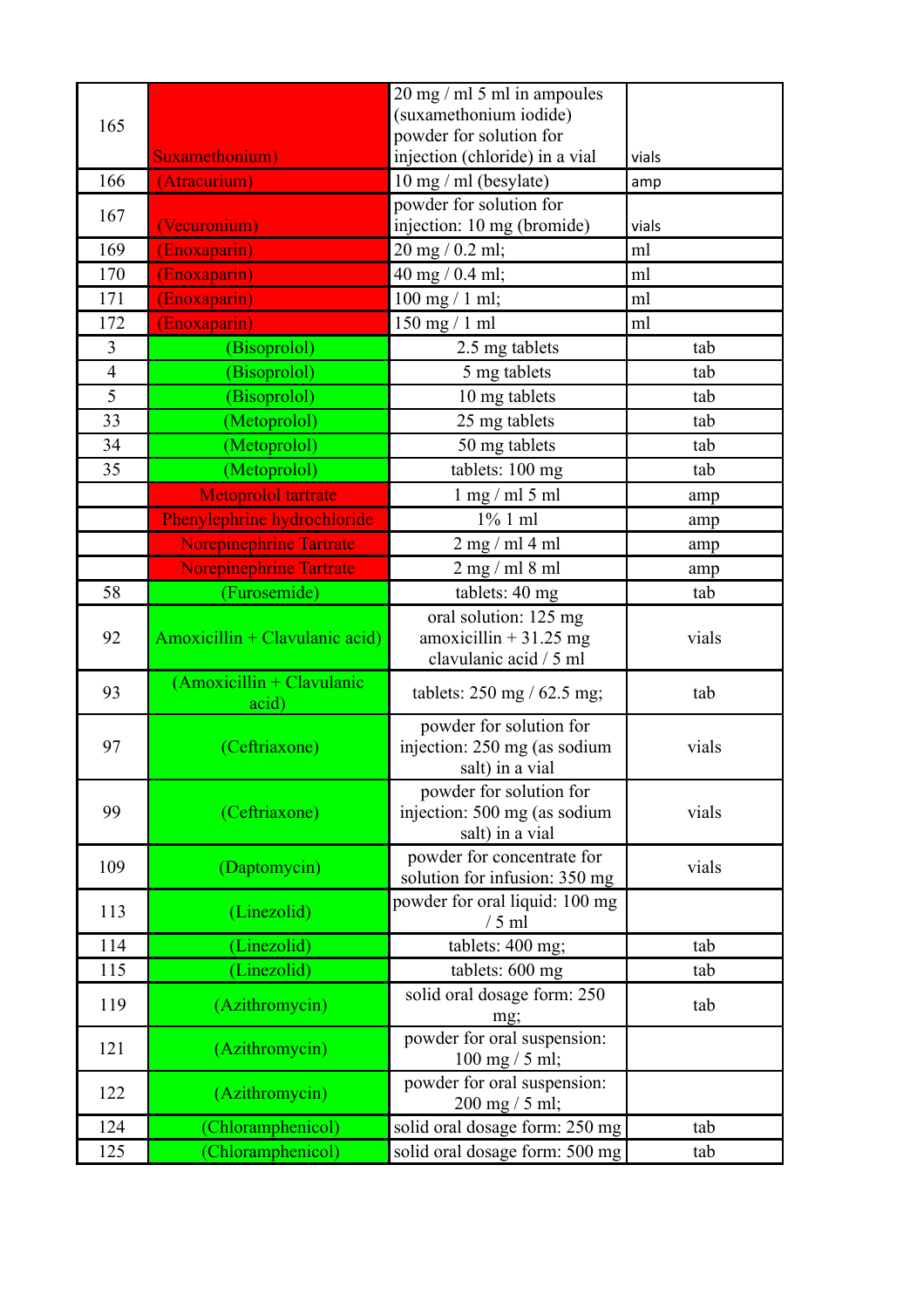| | | | |
|---|---|---|---|
| 165 | Suxamethonium) | 20 mg / ml 5 ml in ampoules (suxamethonium iodide) powder for solution for injection (chloride) in a vial | vials |
| 166 | (Atracurium) | 10 mg / ml (besylate) | amp |
| 167 | (Vecuronium) | powder for solution for injection: 10 mg (bromide) | vials |
| 169 | (Enoxaparin) | 20 mg / 0.2 ml; | ml |
| 170 | (Enoxaparin) | 40 mg / 0.4 ml; | ml |
| 171 | (Enoxaparin) | 100 mg / 1 ml; | ml |
| 172 | (Enoxaparin) | 150 mg / 1 ml | ml |
| 3 | (Bisoprolol) | 2.5 mg tablets | tab |
| 4 | (Bisoprolol) | 5 mg tablets | tab |
| 5 | (Bisoprolol) | 10 mg tablets | tab |
| 33 | (Metoprolol) | 25 mg tablets | tab |
| 34 | (Metoprolol) | 50 mg tablets | tab |
| 35 | (Metoprolol) | tablets: 100 mg | tab |
| | Metoprolol tartrate | 1 mg / ml 5 ml | amp |
| | Phenylephrine hydrochloride | 1% 1 ml | amp |
| | Norepinephrine Tartrate | 2 mg / ml 4 ml | amp |
| | Norepinephrine Tartrate | 2 mg / ml 8 ml | amp |
| 58 | (Furosemide) | tablets: 40 mg | tab |
| 92 | Amoxicillin + Clavulanic acid) | oral solution: 125 mg amoxicillin + 31.25 mg clavulanic acid / 5 ml | vials |
| 93 | (Amoxicillin + Clavulanic acid) | tablets: 250 mg / 62.5 mg; | tab |
| 97 | (Ceftriaxone) | powder for solution for injection: 250 mg (as sodium salt) in a vial | vials |
| 99 | (Ceftriaxone) | powder for solution for injection: 500 mg (as sodium salt) in a vial | vials |
| 109 | (Daptomycin) | powder for concentrate for solution for infusion: 350 mg | vials |
| 113 | (Linezolid) | powder for oral liquid: 100 mg / 5 ml | |
| 114 | (Linezolid) | tablets: 400 mg; | tab |
| 115 | (Linezolid) | tablets: 600 mg | tab |
| 119 | (Azithromycin) | solid oral dosage form: 250 mg; | tab |
| 121 | (Azithromycin) | powder for oral suspension: 100 mg / 5 ml; | |
| 122 | (Azithromycin) | powder for oral suspension: 200 mg / 5 ml; | |
| 124 | (Chloramphenicol) | solid oral dosage form: 250 mg | tab |
| 125 | (Chloramphenicol) | solid oral dosage form: 500 mg | tab |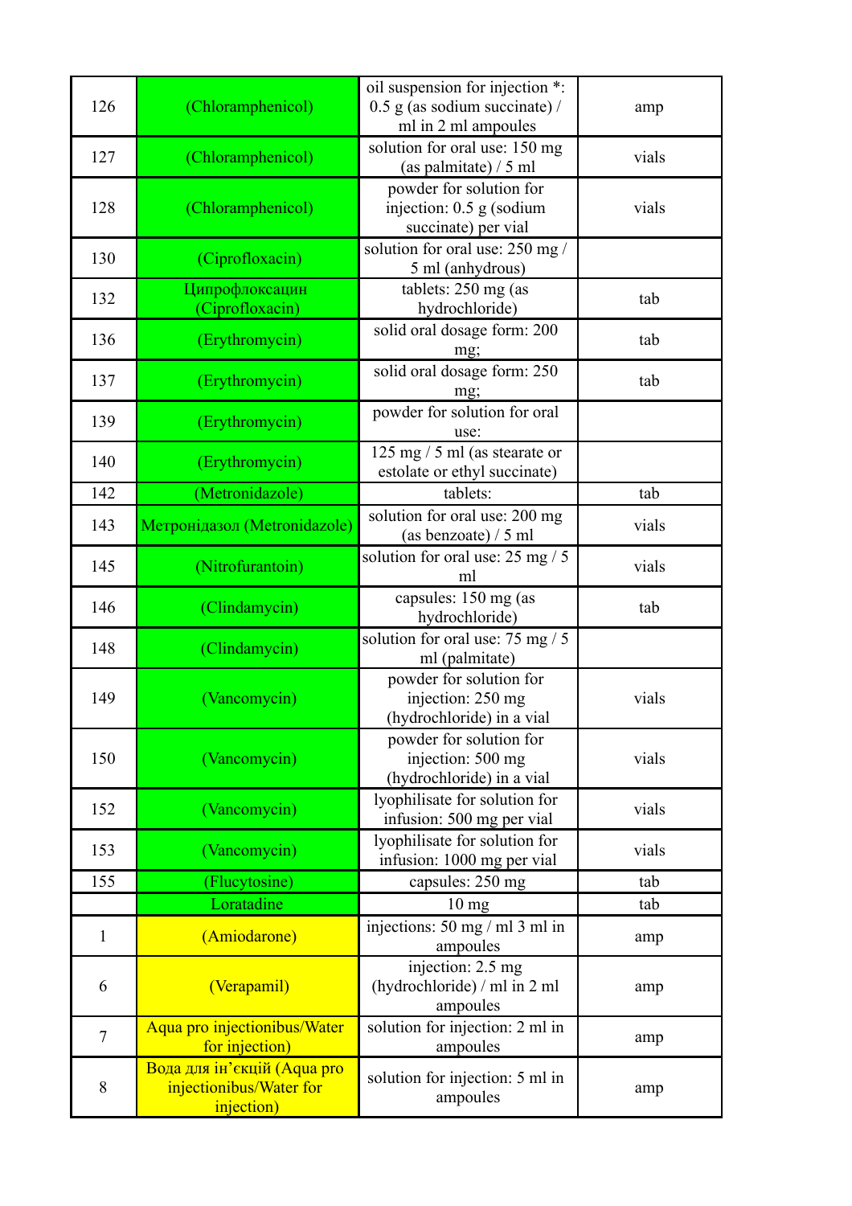| 126 | (Chloramphenicol) | oil suspension for injection *: 0.5 g (as sodium succinate) / ml in 2 ml ampoules | amp |
|---|---|---|---|
| 127 | (Chloramphenicol) | solution for oral use: 150 mg (as palmitate) / 5 ml | vials |
| 128 | (Chloramphenicol) | powder for solution for injection: 0.5 g (sodium succinate) per vial | vials |
| 130 | (Ciprofloxacin) | solution for oral use: 250 mg / 5 ml (anhydrous) | |
| 132 | Ципрофлоксацин (Ciprofloxacin) | tablets: 250 mg (as hydrochloride) | tab |
| 136 | (Erythromycin) | solid oral dosage form: 200 mg; | tab |
| 137 | (Erythromycin) | solid oral dosage form: 250 mg; | tab |
| 139 | (Erythromycin) | powder for solution for oral use: | |
| 140 | (Erythromycin) | 125 mg / 5 ml (as stearate or estolate or ethyl succinate) | |
| 142 | (Metronidazole) | tablets: | tab |
| 143 | Метронідазол (Metronidazole) | solution for oral use: 200 mg (as benzoate) / 5 ml | vials |
| 145 | (Nitrofurantoin) | solution for oral use: 25 mg / 5 ml | vials |
| 146 | (Clindamycin) | capsules: 150 mg (as hydrochloride) | tab |
| 148 | (Clindamycin) | solution for oral use: 75 mg / 5 ml (palmitate) | |
| 149 | (Vancomycin) | powder for solution for injection: 250 mg (hydrochloride) in a vial | vials |
| 150 | (Vancomycin) | powder for solution for injection: 500 mg (hydrochloride) in a vial | vials |
| 152 | (Vancomycin) | lyophilisate for solution for infusion: 500 mg per vial | vials |
| 153 | (Vancomycin) | lyophilisate for solution for infusion: 1000 mg per vial | vials |
| 155 | (Flucytosine) | capsules: 250 mg | tab |
| | Loratadine | 10 mg | tab |
| 1 | (Amiodarone) | injections: 50 mg / ml 3 ml in ampoules | amp |
| 6 | (Verapamil) | injection: 2.5 mg (hydrochloride) / ml in 2 ml ampoules | amp |
| 7 | Aqua pro injectionibus/Water for injection) | solution for injection: 2 ml in ampoules | amp |
| 8 | Вода для ін’єкцій (Aqua pro injectionibus/Water for injection) | solution for injection: 5 ml in ampoules | amp |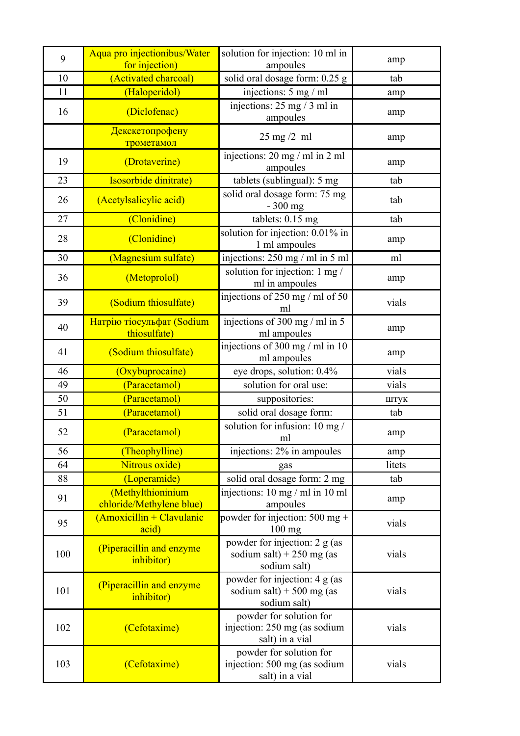| 9 | Aqua pro injectionibus/Water for injection) | solution for injection: 10 ml in ampoules | amp |
|---|---|---|---|
| 10 | (Activated charcoal) | solid oral dosage form: 0.25 g | tab |
| 11 | (Haloperidol) | injections: 5 mg / ml | amp |
| 16 | (Diclofenac) | injections: 25 mg / 3 ml in ampoules | amp |
| | Декскетопрофену трометамол | 25 mg /2 ml | amp |
| 19 | (Drotaverine) | injections: 20 mg / ml in 2 ml ampoules | amp |
| 23 | Isosorbide dinitrate) | tablets (sublingual): 5 mg | tab |
| 26 | (Acetylsalicylic acid) | solid oral dosage form: 75 mg - 300 mg | tab |
| 27 | (Clonidine) | tablets: 0.15 mg | tab |
| 28 | (Clonidine) | solution for injection: 0.01% in 1 ml ampoules | amp |
| 30 | (Magnesium sulfate) | injections: 250 mg / ml in 5 ml | ml |
| 36 | (Metoprolol) | solution for injection: 1 mg / ml in ampoules | amp |
| 39 | (Sodium thiosulfate) | injections of 250 mg / ml of 50 ml | vials |
| 40 | Натрію тіосульфат (Sodium thiosulfate) | injections of 300 mg / ml in 5 ml ampoules | amp |
| 41 | (Sodium thiosulfate) | injections of 300 mg / ml in 10 ml ampoules | amp |
| 46 | (Oxybuprocaine) | eye drops, solution: 0.4% | vials |
| 49 | (Paracetamol) | solution for oral use: | vials |
| 50 | (Paracetamol) | suppositories: | штук |
| 51 | (Paracetamol) | solid oral dosage form: | tab |
| 52 | (Paracetamol) | solution for infusion: 10 mg / ml | amp |
| 56 | (Theophylline) | injections: 2% in ampoules | amp |
| 64 | Nitrous oxide) | gas | litets |
| 88 | (Loperamide) | solid oral dosage form: 2 mg | tab |
| 91 | (Methylthioninium chloride/Methylene blue) | injections: 10 mg / ml in 10 ml ampoules | amp |
| 95 | (Amoxicillin + Clavulanic acid) | powder for injection: 500 mg + 100 mg | vials |
| 100 | (Piperacillin and enzyme inhibitor) | powder for injection: 2 g (as sodium salt) + 250 mg (as sodium salt) | vials |
| 101 | (Piperacillin and enzyme inhibitor) | powder for injection: 4 g (as sodium salt) + 500 mg (as sodium salt) | vials |
| 102 | (Cefotaxime) | powder for solution for injection: 250 mg (as sodium salt) in a vial | vials |
| 103 | (Cefotaxime) | powder for solution for injection: 500 mg (as sodium salt) in a vial | vials |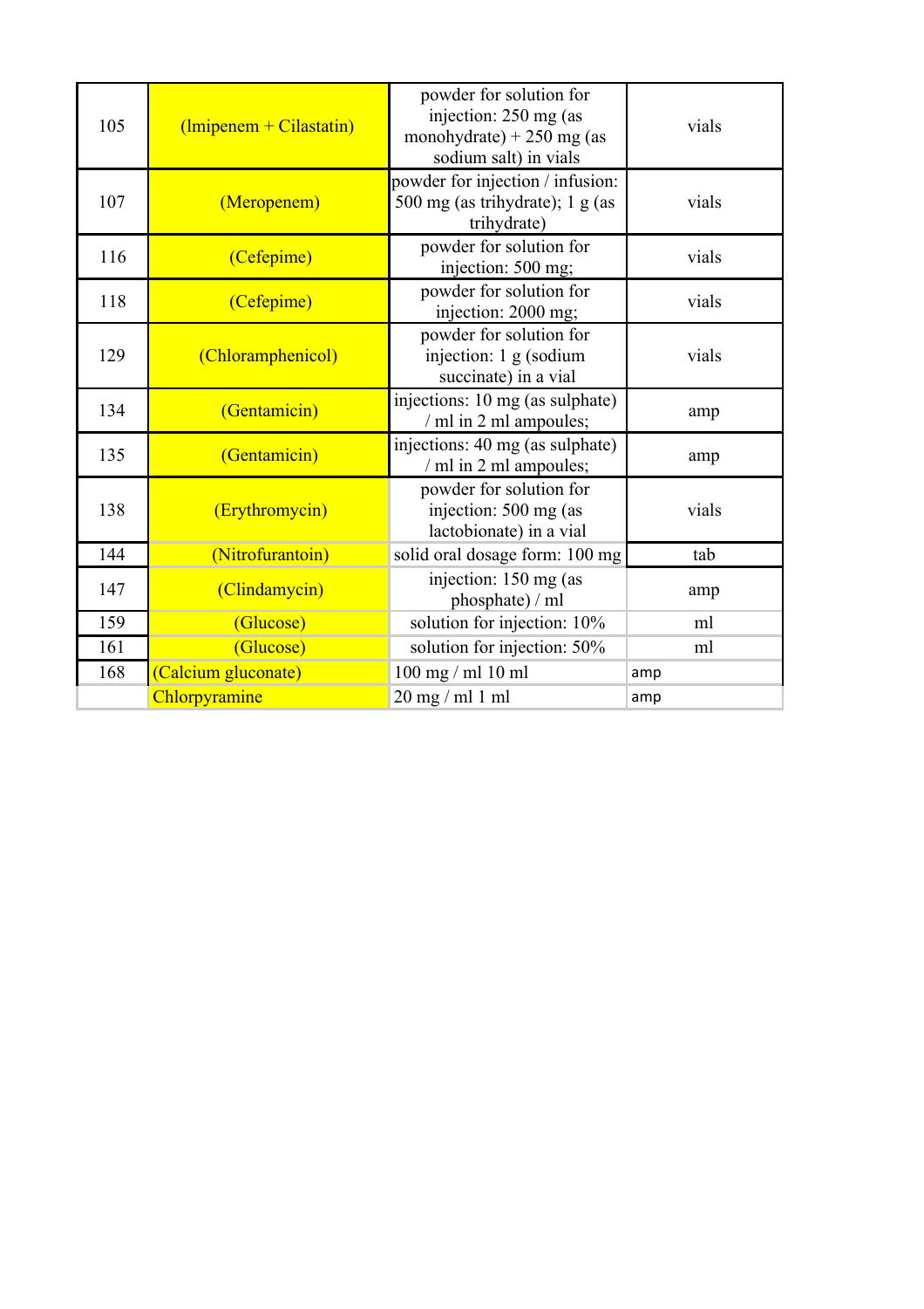| | | | |
|---|---|---|---|
| 105 | (lmipenem + Cilastatin) | powder for solution for injection: 250 mg (as monohydrate) + 250 mg (as sodium salt) in vials | vials |
| 107 | (Meropenem) | powder for injection / infusion: 500 mg (as trihydrate); 1 g (as trihydrate) | vials |
| 116 | (Cefepime) | powder for solution for injection: 500 mg; | vials |
| 118 | (Cefepime) | powder for solution for injection: 2000 mg; | vials |
| 129 | (Chloramphenicol) | powder for solution for injection: 1 g (sodium succinate) in a vial | vials |
| 134 | (Gentamicin) | injections: 10 mg (as sulphate) / ml in 2 ml ampoules; | amp |
| 135 | (Gentamicin) | injections: 40 mg (as sulphate) / ml in 2 ml ampoules; | amp |
| 138 | (Erythromycin) | powder for solution for injection: 500 mg (as lactobionate) in a vial | vials |
| 144 | (Nitrofurantoin) | solid oral dosage form: 100 mg | tab |
| 147 | (Clindamycin) | injection: 150 mg (as phosphate) / ml | amp |
| 159 | (Glucose) | solution for injection: 10% | ml |
| 161 | (Glucose) | solution for injection: 50% | ml |
| 168 | (Calcium gluconate) | 100 mg / ml 10 ml | amp |
| | Chlorpyramine | 20 mg / ml 1 ml | amp |